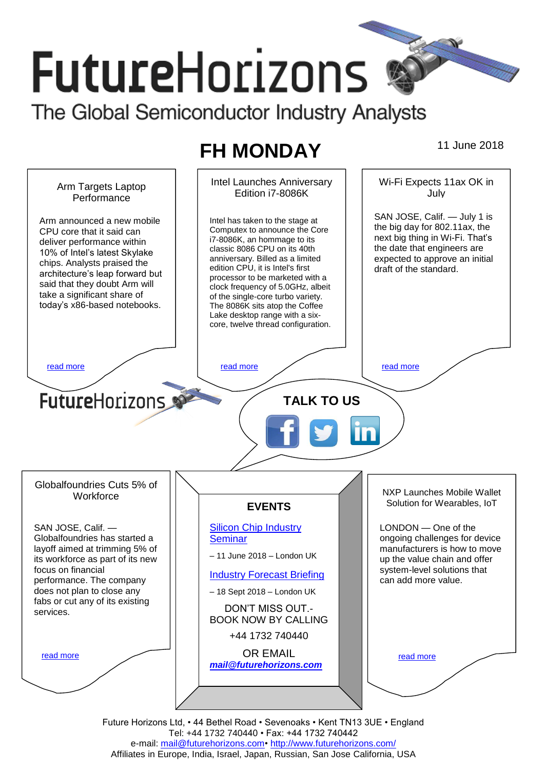# FutureHorizons

The Global Semiconductor Industry Analysts

## FH MONDAY

11 June 2018

### Arm Targets Laptop Performance

Arm announced a new mobile CPU core that it said can deliver performance within 10% of Intel's latest Skylake chips. Analysts praised the architecture's leap forward but said that they doubt Arm will take a significant share of today's x86-based notebooks.

read more

### Intel Launches Anniversary Edition i7-8086K

Intel has taken to the stage at Computex to announce the Core i7-8086K, an hommage to its classic 8086 CPU on its 40th anniversary. Billed as a limited edition CPU, it is Intel's first processor to be marketed with a clock frequency of 5.0GHz, albeit of the single-core turbo variety. The 8086K sits atop the Coffee Lake desktop range with a six-core, twelve thread configuration.

read more

### Wi-Fi Expects 11ax OK in July

SAN JOSE, Calif. — July 1 is the big day for 802.11ax, the next big thing in Wi-Fi. That's the date that engineers are expected to approve an initial draft of the standard.

read more

FutureHorizons

**TALK TO US**

### Globalfoundries Cuts 5% of Workforce

SAN JOSE, Calif. — Globalfoundries has started a layoff aimed at trimming 5% of its workforce as part of its new focus on financial performance. The company does not plan to close any fabs or cut any of its existing services.

read more

### EVENTS

Silicon Chip Industry Seminar

– 11 June 2018 – London UK

Industry Forecast Briefing

– 18 Sept 2018 – London UK

DON'T MISS OUT.-
BOOK NOW BY CALLING

+44 1732 740440

OR EMAIL

***mail@futurehorizons.com***

### NXP Launches Mobile Wallet Solution for Wearables, IoT

LONDON — One of the ongoing challenges for device manufacturers is how to move up the value chain and offer system-level solutions that can add more value.

read more

Future Horizons Ltd, • 44 Bethel Road • Sevenoaks • Kent TN13 3UE • England
Tel: +44 1732 740440 • Fax: +44 1732 740442
e-mail: mail@futurehorizons.com• http://www.futurehorizons.com/
Affiliates in Europe, India, Israel, Japan, Russian, San Jose California, USA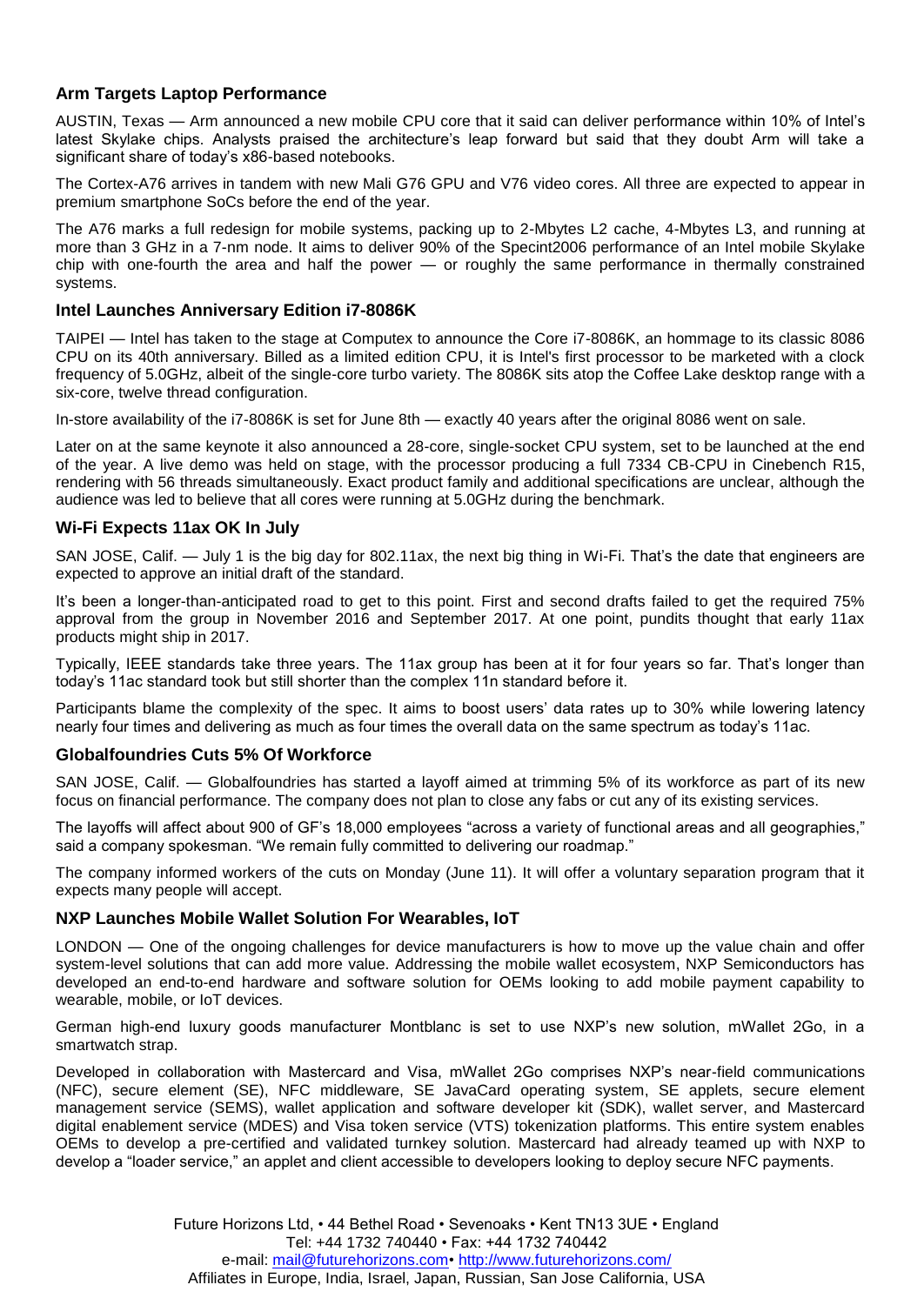### Arm Targets Laptop Performance

AUSTIN, Texas — Arm announced a new mobile CPU core that it said can deliver performance within 10% of Intel's latest Skylake chips. Analysts praised the architecture's leap forward but said that they doubt Arm will take a significant share of today's x86-based notebooks.

The Cortex-A76 arrives in tandem with new Mali G76 GPU and V76 video cores. All three are expected to appear in premium smartphone SoCs before the end of the year.

The A76 marks a full redesign for mobile systems, packing up to 2-Mbytes L2 cache, 4-Mbytes L3, and running at more than 3 GHz in a 7-nm node. It aims to deliver 90% of the Specint2006 performance of an Intel mobile Skylake chip with one-fourth the area and half the power — or roughly the same performance in thermally constrained systems.

### Intel Launches Anniversary Edition i7-8086K

TAIPEI — Intel has taken to the stage at Computex to announce the Core i7-8086K, an hommage to its classic 8086 CPU on its 40th anniversary. Billed as a limited edition CPU, it is Intel's first processor to be marketed with a clock frequency of 5.0GHz, albeit of the single-core turbo variety. The 8086K sits atop the Coffee Lake desktop range with a six-core, twelve thread configuration.

In-store availability of the i7-8086K is set for June 8th — exactly 40 years after the original 8086 went on sale.

Later on at the same keynote it also announced a 28-core, single-socket CPU system, set to be launched at the end of the year. A live demo was held on stage, with the processor producing a full 7334 CB-CPU in Cinebench R15, rendering with 56 threads simultaneously. Exact product family and additional specifications are unclear, although the audience was led to believe that all cores were running at 5.0GHz during the benchmark.

### Wi-Fi Expects 11ax OK In July

SAN JOSE, Calif. — July 1 is the big day for 802.11ax, the next big thing in Wi-Fi. That's the date that engineers are expected to approve an initial draft of the standard.

It's been a longer-than-anticipated road to get to this point. First and second drafts failed to get the required 75% approval from the group in November 2016 and September 2017. At one point, pundits thought that early 11ax products might ship in 2017.

Typically, IEEE standards take three years. The 11ax group has been at it for four years so far. That's longer than today's 11ac standard took but still shorter than the complex 11n standard before it.

Participants blame the complexity of the spec. It aims to boost users' data rates up to 30% while lowering latency nearly four times and delivering as much as four times the overall data on the same spectrum as today's 11ac.

### Globalfoundries Cuts 5% Of Workforce

SAN JOSE, Calif. — Globalfoundries has started a layoff aimed at trimming 5% of its workforce as part of its new focus on financial performance. The company does not plan to close any fabs or cut any of its existing services.

The layoffs will affect about 900 of GF's 18,000 employees "across a variety of functional areas and all geographies," said a company spokesman. "We remain fully committed to delivering our roadmap."

The company informed workers of the cuts on Monday (June 11). It will offer a voluntary separation program that it expects many people will accept.

### NXP Launches Mobile Wallet Solution For Wearables, IoT

LONDON — One of the ongoing challenges for device manufacturers is how to move up the value chain and offer system-level solutions that can add more value. Addressing the mobile wallet ecosystem, NXP Semiconductors has developed an end-to-end hardware and software solution for OEMs looking to add mobile payment capability to wearable, mobile, or IoT devices.

German high-end luxury goods manufacturer Montblanc is set to use NXP's new solution, mWallet 2Go, in a smartwatch strap.

Developed in collaboration with Mastercard and Visa, mWallet 2Go comprises NXP's near-field communications (NFC), secure element (SE), NFC middleware, SE JavaCard operating system, SE applets, secure element management service (SEMS), wallet application and software developer kit (SDK), wallet server, and Mastercard digital enablement service (MDES) and Visa token service (VTS) tokenization platforms. This entire system enables OEMs to develop a pre-certified and validated turnkey solution. Mastercard had already teamed up with NXP to develop a "loader service," an applet and client accessible to developers looking to deploy secure NFC payments.

Future Horizons Ltd, • 44 Bethel Road • Sevenoaks • Kent TN13 3UE • England
Tel: +44 1732 740440 • Fax: +44 1732 740442
e-mail: mail@futurehorizons.com• http://www.futurehorizons.com/
Affiliates in Europe, India, Israel, Japan, Russian, San Jose California, USA